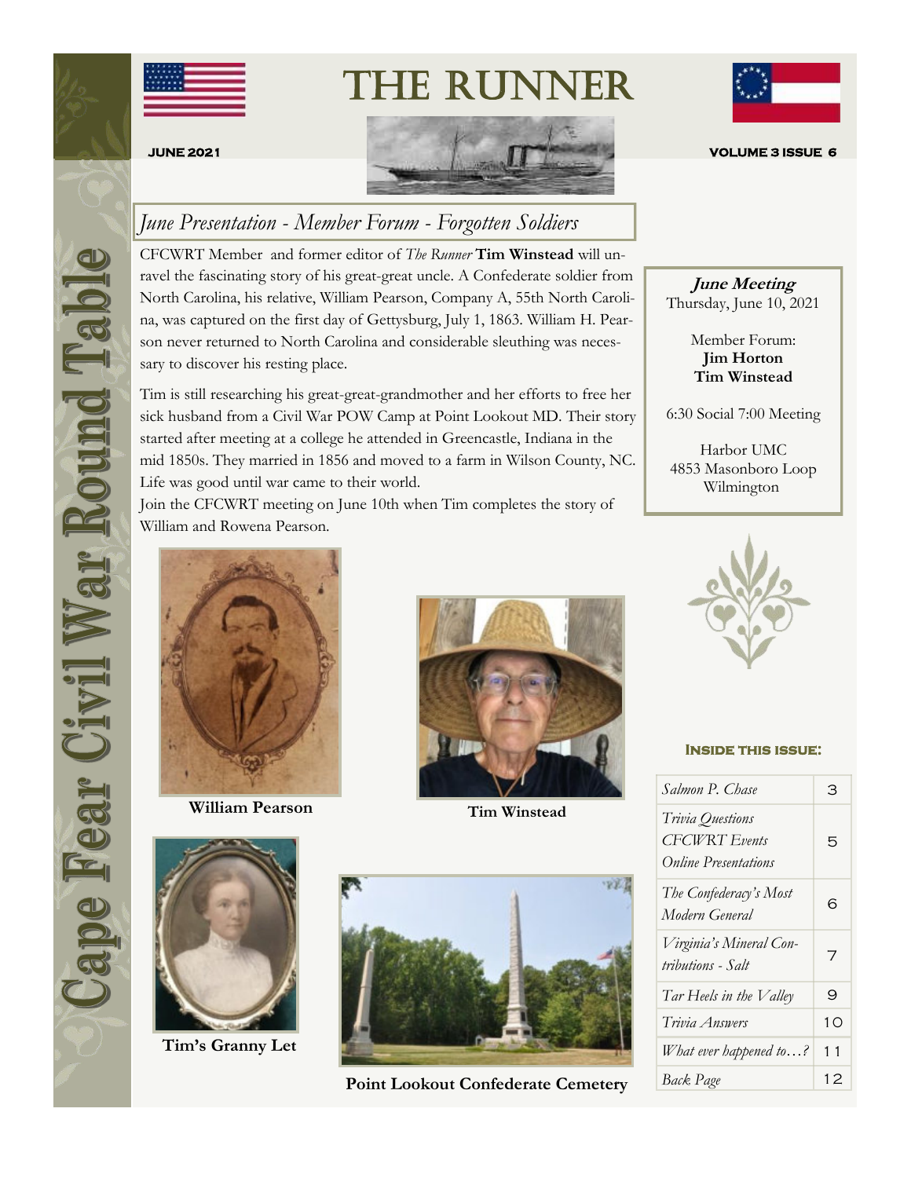# THE RUNNER

Cape Fear Civil War Round Table

**JUNE 2021** **VOLUME 3 ISSUE 6**

## *June Presentation - Member Forum - Forgotten Soldiers*

CFCWRT Member and former editor of *The Runner* **Tim Winstead** will unravel the fascinating story of his great-great uncle. A Confederate soldier from North Carolina, his relative, William Pearson, Company A, 55th North Carolina, was captured on the first day of Gettysburg, July 1, 1863. William H. Pearson never returned to North Carolina and considerable sleuthing was necessary to discover his resting place.

Tim is still researching his great-great-grandmother and her efforts to free her sick husband from a Civil War POW Camp at Point Lookout MD. Their story started after meeting at a college he attended in Greencastle, Indiana in the mid 1850s. They married in 1856 and moved to a farm in Wilson County, NC. Life was good until war came to their world.

Join the CFCWRT meeting on June 10th when Tim completes the story of William and Rowena Pearson.

**William Pearson**

**Tim Winstead**

**Tim's Granny Let**

**Point Lookout Confederate Cemetery**

***June Meeting***
Thursday, June 10, 2021

Member Forum:
**Jim Horton**
**Tim Winstead**

6:30 Social 7:00 Meeting

Harbor UMC
4853 Masonboro Loop
Wilmington

**INSIDE THIS ISSUE:**

| | |
|---|---|
| *Salmon P. Chase* | 3 |
| *Trivia Questions* <br> *CFCWRT Events* <br> *Online Presentations* | 5 |
| *The Confederacy's Most Modern General* | 6 |
| *Virginia's Mineral Contributions - Salt* | 7 |
| *Tar Heels in the Valley* | 9 |
| *Trivia Answers* | 10 |
| *What ever happened to…?* | 11 |
| *Back Page* | 12 |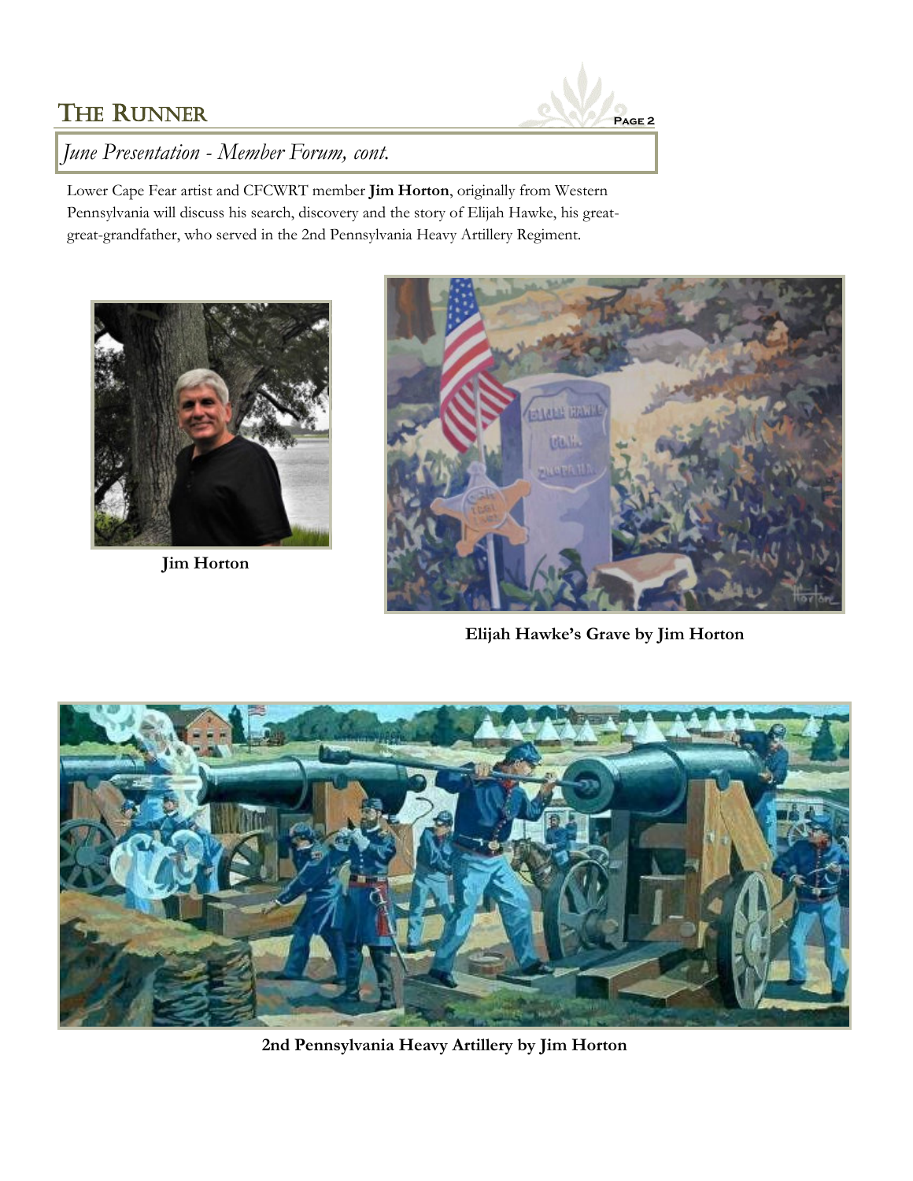## June Presentation - Member Forum, cont.

Lower Cape Fear artist and CFCWRT member **Jim Horton**, originally from Western Pennsylvania will discuss his search, discovery and the story of Elijah Hawke, his great-great-grandfather, who served in the 2nd Pennsylvania Heavy Artillery Regiment.

**Jim Horton**

**Elijah Hawke's Grave by Jim Horton**

**2nd Pennsylvania Heavy Artillery by Jim Horton**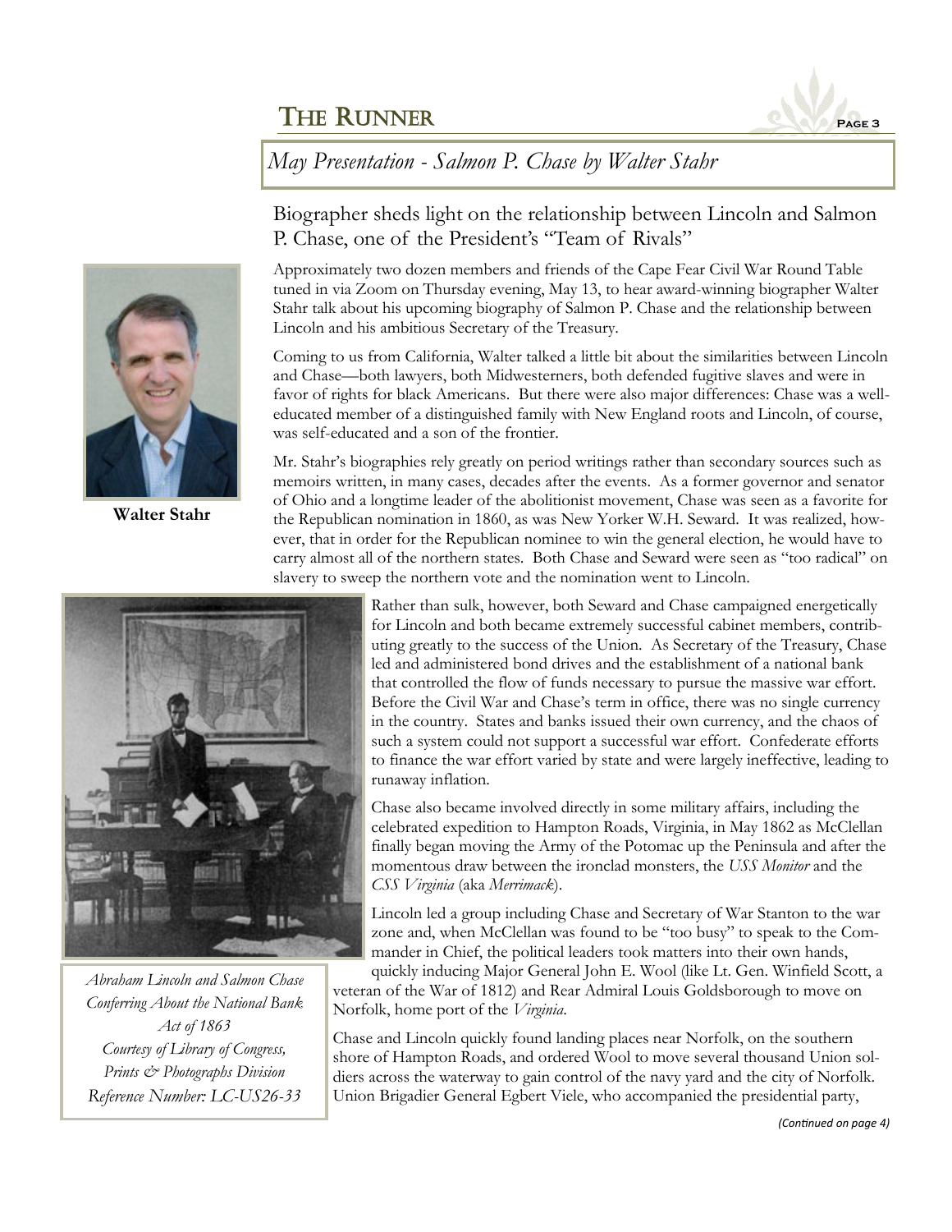## May Presentation - Salmon P. Chase by Walter Stahr

### Biographer sheds light on the relationship between Lincoln and Salmon P. Chase, one of the President's "Team of Rivals"

**Walter Stahr**

Approximately two dozen members and friends of the Cape Fear Civil War Round Table tuned in via Zoom on Thursday evening, May 13, to hear award-winning biographer Walter Stahr talk about his upcoming biography of Salmon P. Chase and the relationship between Lincoln and his ambitious Secretary of the Treasury.

Coming to us from California, Walter talked a little bit about the similarities between Lincoln and Chase—both lawyers, both Midwesterners, both defended fugitive slaves and were in favor of rights for black Americans. But there were also major differences: Chase was a well-educated member of a distinguished family with New England roots and Lincoln, of course, was self-educated and a son of the frontier.

Mr. Stahr's biographies rely greatly on period writings rather than secondary sources such as memoirs written, in many cases, decades after the events. As a former governor and senator of Ohio and a longtime leader of the abolitionist movement, Chase was seen as a favorite for the Republican nomination in 1860, as was New Yorker W.H. Seward. It was realized, however, that in order for the Republican nominee to win the general election, he would have to carry almost all of the northern states. Both Chase and Seward were seen as "too radical" on slavery to sweep the northern vote and the nomination went to Lincoln.

Rather than sulk, however, both Seward and Chase campaigned energetically for Lincoln and both became extremely successful cabinet members, contributing greatly to the success of the Union. As Secretary of the Treasury, Chase led and administered bond drives and the establishment of a national bank that controlled the flow of funds necessary to pursue the massive war effort. Before the Civil War and Chase's term in office, there was no single currency in the country. States and banks issued their own currency, and the chaos of such a system could not support a successful war effort. Confederate efforts to finance the war effort varied by state and were largely ineffective, leading to runaway inflation.

Chase also became involved directly in some military affairs, including the celebrated expedition to Hampton Roads, Virginia, in May 1862 as McClellan finally began moving the Army of the Potomac up the Peninsula and after the momentous draw between the ironclad monsters, the *USS Monitor* and the *CSS Virginia* (aka *Merrimack*).

Lincoln led a group including Chase and Secretary of War Stanton to the war zone and, when McClellan was found to be "too busy" to speak to the Commander in Chief, the political leaders took matters into their own hands, quickly inducing Major General John E. Wool (like Lt. Gen. Winfield Scott, a veteran of the War of 1812) and Rear Admiral Louis Goldsborough to move on Norfolk, home port of the *Virginia*.

*Abraham Lincoln and Salmon Chase Conferring About the National Bank Act of 1863*
*Courtesy of Library of Congress, Prints & Photographs Division*
*Reference Number: LC-US26-33*

Chase and Lincoln quickly found landing places near Norfolk, on the southern shore of Hampton Roads, and ordered Wool to move several thousand Union soldiers across the waterway to gain control of the navy yard and the city of Norfolk. Union Brigadier General Egbert Viele, who accompanied the presidential party,

*(Continued on page 4)*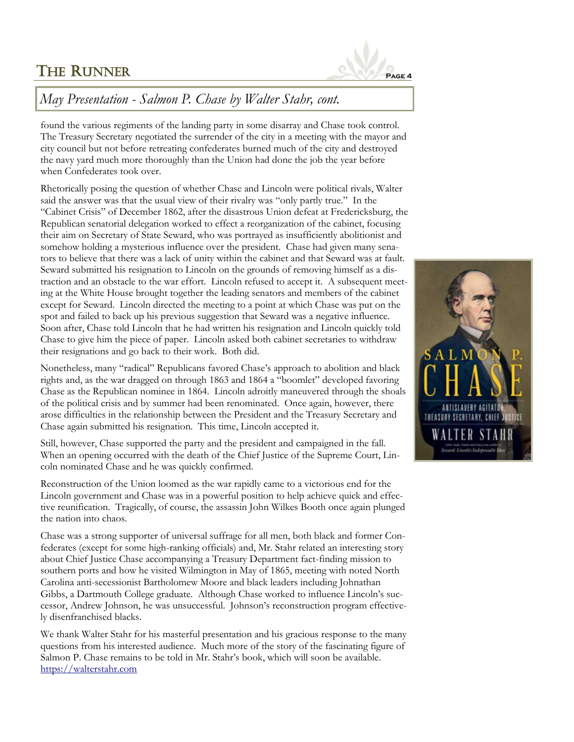## *May Presentation - Salmon P. Chase by Walter Stahr, cont.*

found the various regiments of the landing party in some disarray and Chase took control. The Treasury Secretary negotiated the surrender of the city in a meeting with the mayor and city council but not before retreating confederates burned much of the city and destroyed the navy yard much more thoroughly than the Union had done the job the year before when Confederates took over.

Rhetorically posing the question of whether Chase and Lincoln were political rivals, Walter said the answer was that the usual view of their rivalry was "only partly true." In the "Cabinet Crisis" of December 1862, after the disastrous Union defeat at Fredericksburg, the Republican senatorial delegation worked to effect a reorganization of the cabinet, focusing their aim on Secretary of State Seward, who was portrayed as insufficiently abolitionist and somehow holding a mysterious influence over the president. Chase had given many senators to believe that there was a lack of unity within the cabinet and that Seward was at fault. Seward submitted his resignation to Lincoln on the grounds of removing himself as a distraction and an obstacle to the war effort. Lincoln refused to accept it. A subsequent meeting at the White House brought together the leading senators and members of the cabinet except for Seward. Lincoln directed the meeting to a point at which Chase was put on the spot and failed to back up his previous suggestion that Seward was a negative influence. Soon after, Chase told Lincoln that he had written his resignation and Lincoln quickly told Chase to give him the piece of paper. Lincoln asked both cabinet secretaries to withdraw their resignations and go back to their work. Both did.

Nonetheless, many "radical" Republicans favored Chase's approach to abolition and black rights and, as the war dragged on through 1863 and 1864 a "boomlet" developed favoring Chase as the Republican nominee in 1864. Lincoln adroitly maneuvered through the shoals of the political crisis and by summer had been renominated. Once again, however, there arose difficulties in the relationship between the President and the Treasury Secretary and Chase again submitted his resignation. This time, Lincoln accepted it.

Still, however, Chase supported the party and the president and campaigned in the fall. When an opening occurred with the death of the Chief Justice of the Supreme Court, Lincoln nominated Chase and he was quickly confirmed.

Reconstruction of the Union loomed as the war rapidly came to a victorious end for the Lincoln government and Chase was in a powerful position to help achieve quick and effective reunification. Tragically, of course, the assassin John Wilkes Booth once again plunged the nation into chaos.

Chase was a strong supporter of universal suffrage for all men, both black and former Confederates (except for some high-ranking officials) and, Mr. Stahr related an interesting story about Chief Justice Chase accompanying a Treasury Department fact-finding mission to southern ports and how he visited Wilmington in May of 1865, meeting with noted North Carolina anti-secessionist Bartholomew Moore and black leaders including Johnathan Gibbs, a Dartmouth College graduate. Although Chase worked to influence Lincoln's successor, Andrew Johnson, he was unsuccessful. Johnson's reconstruction program effectively disenfranchised blacks.

We thank Walter Stahr for his masterful presentation and his gracious response to the many questions from his interested audience. Much more of the story of the fascinating figure of Salmon P. Chase remains to be told in Mr. Stahr's book, which will soon be available. https://walterstahr.com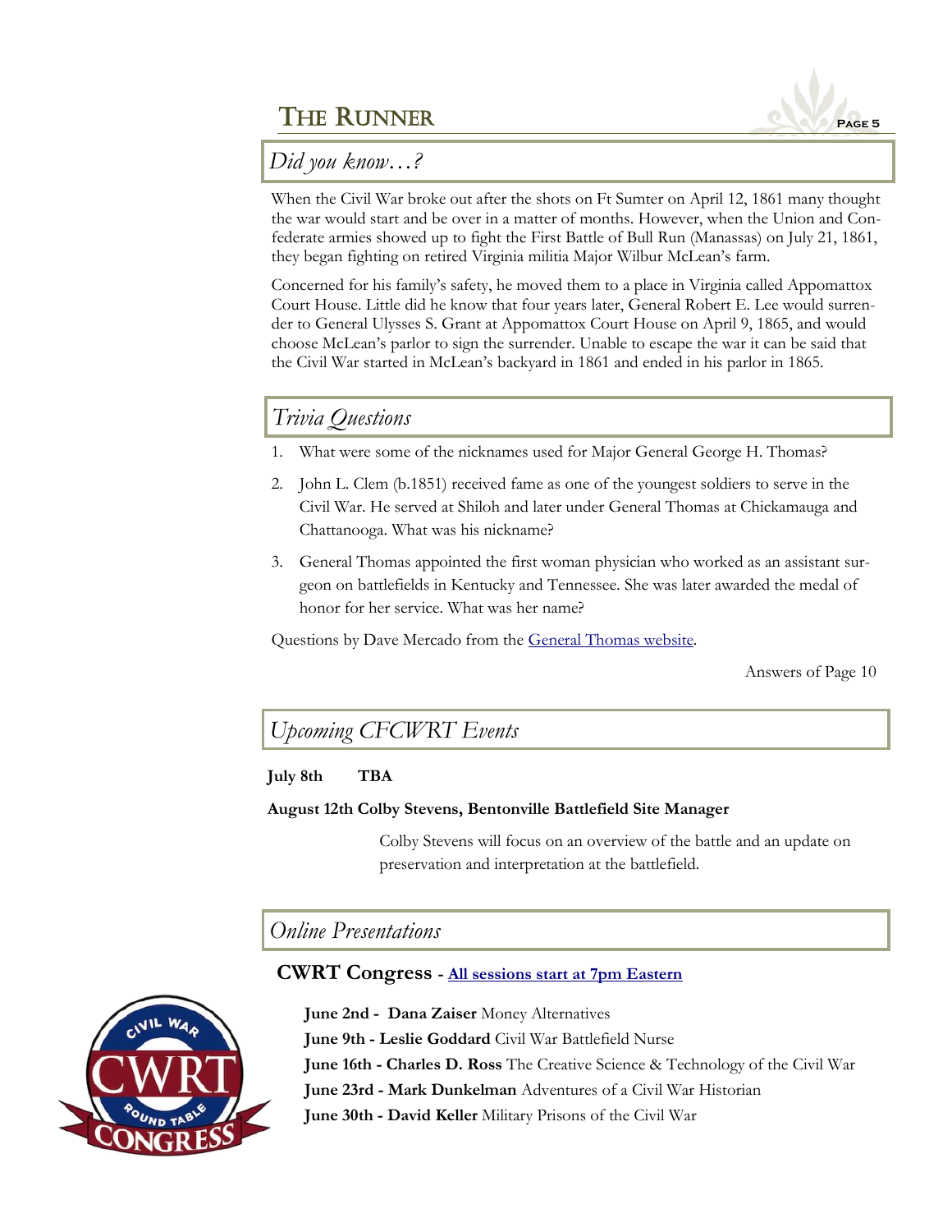## Did you know…?

When the Civil War broke out after the shots on Ft Sumter on April 12, 1861 many thought the war would start and be over in a matter of months. However, when the Union and Confederate armies showed up to fight the First Battle of Bull Run (Manassas) on July 21, 1861, they began fighting on retired Virginia militia Major Wilbur McLean's farm.

Concerned for his family's safety, he moved them to a place in Virginia called Appomattox Court House. Little did he know that four years later, General Robert E. Lee would surrender to General Ulysses S. Grant at Appomattox Court House on April 9, 1865, and would choose McLean's parlor to sign the surrender. Unable to escape the war it can be said that the Civil War started in McLean's backyard in 1861 and ended in his parlor in 1865.

## Trivia Questions

1. What were some of the nicknames used for Major General George H. Thomas?
2. John L. Clem (b.1851) received fame as one of the youngest soldiers to serve in the Civil War. He served at Shiloh and later under General Thomas at Chickamauga and Chattanooga. What was his nickname?
3. General Thomas appointed the first woman physician who worked as an assistant surgeon on battlefields in Kentucky and Tennessee. She was later awarded the medal of honor for her service. What was her name?

Questions by Dave Mercado from the General Thomas website.

Answers of Page 10

## Upcoming CFCWRT Events

**July 8th TBA**

**August 12th Colby Stevens, Bentonville Battlefield Site Manager**

Colby Stevens will focus on an overview of the battle and an update on preservation and interpretation at the battlefield.

## Online Presentations

### CWRT Congress - All sessions start at 7pm Eastern

**June 2nd - Dana Zaiser** Money Alternatives
**June 9th - Leslie Goddard** Civil War Battlefield Nurse
**June 16th - Charles D. Ross** The Creative Science & Technology of the Civil War
**June 23rd - Mark Dunkelman** Adventures of a Civil War Historian
**June 30th - David Keller** Military Prisons of the Civil War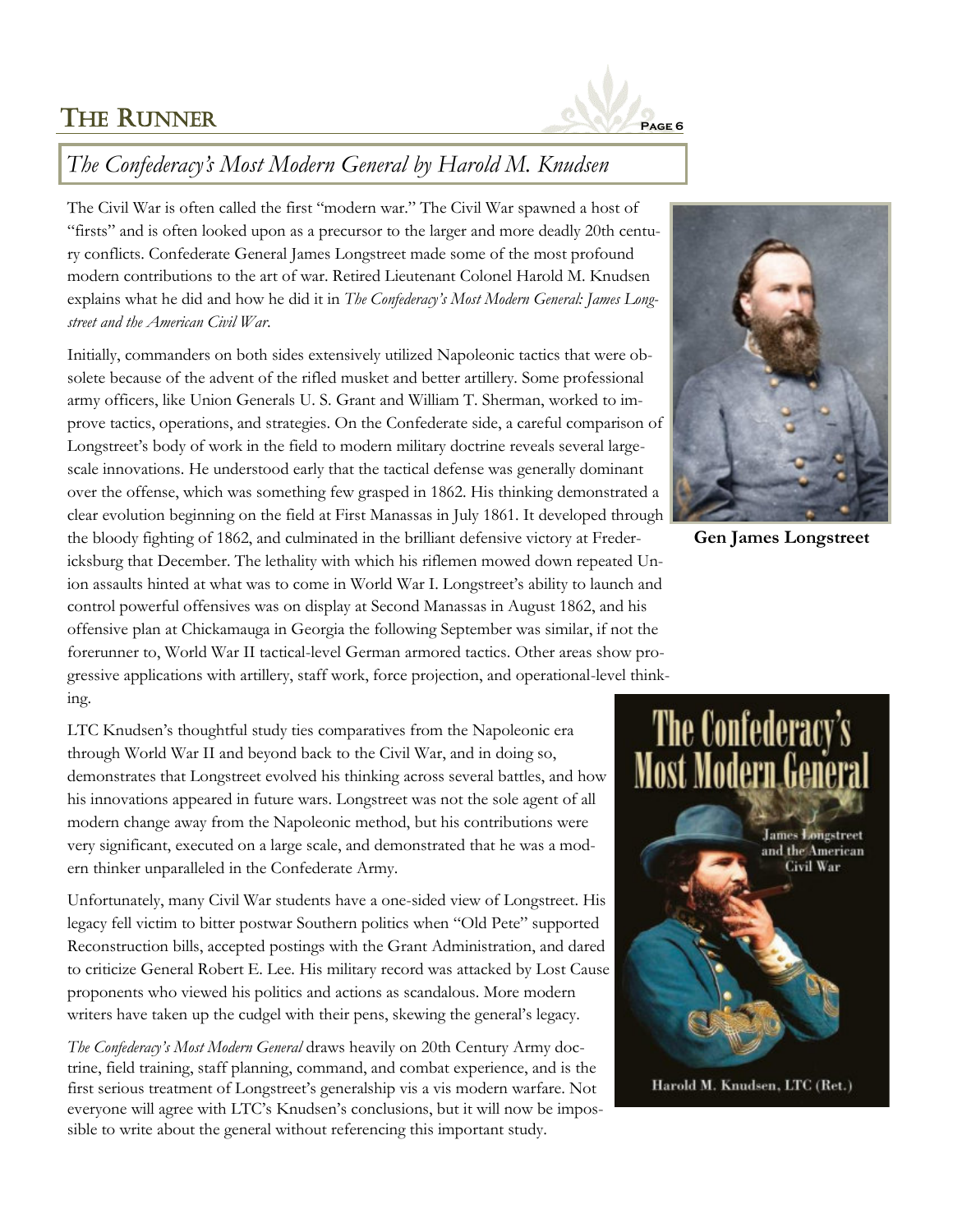## *The Confederacy's Most Modern General by Harold M. Knudsen*

The Civil War is often called the first "modern war." The Civil War spawned a host of "firsts" and is often looked upon as a precursor to the larger and more deadly 20th century conflicts. Confederate General James Longstreet made some of the most profound modern contributions to the art of war. Retired Lieutenant Colonel Harold M. Knudsen explains what he did and how he did it in *The Confederacy's Most Modern General: James Longstreet and the American Civil War*.

Initially, commanders on both sides extensively utilized Napoleonic tactics that were obsolete because of the advent of the rifled musket and better artillery. Some professional army officers, like Union Generals U. S. Grant and William T. Sherman, worked to improve tactics, operations, and strategies. On the Confederate side, a careful comparison of Longstreet's body of work in the field to modern military doctrine reveals several large-scale innovations. He understood early that the tactical defense was generally dominant over the offense, which was something few grasped in 1862. His thinking demonstrated a clear evolution beginning on the field at First Manassas in July 1861. It developed through the bloody fighting of 1862, and culminated in the brilliant defensive victory at Fredericksburg that December. The lethality with which his riflemen mowed down repeated Union assaults hinted at what was to come in World War I. Longstreet's ability to launch and control powerful offensives was on display at Second Manassas in August 1862, and his offensive plan at Chickamauga in Georgia the following September was similar, if not the forerunner to, World War II tactical-level German armored tactics. Other areas show progressive applications with artillery, staff work, force projection, and operational-level thinking.

**Gen James Longstreet**

LTC Knudsen's thoughtful study ties comparatives from the Napoleonic era through World War II and beyond back to the Civil War, and in doing so, demonstrates that Longstreet evolved his thinking across several battles, and how his innovations appeared in future wars. Longstreet was not the sole agent of all modern change away from the Napoleonic method, but his contributions were very significant, executed on a large scale, and demonstrated that he was a modern thinker unparalleled in the Confederate Army.

Unfortunately, many Civil War students have a one-sided view of Longstreet. His legacy fell victim to bitter postwar Southern politics when "Old Pete" supported Reconstruction bills, accepted postings with the Grant Administration, and dared to criticize General Robert E. Lee. His military record was attacked by Lost Cause proponents who viewed his politics and actions as scandalous. More modern writers have taken up the cudgel with their pens, skewing the general's legacy.

*The Confederacy's Most Modern General* draws heavily on 20th Century Army doctrine, field training, staff planning, command, and combat experience, and is the first serious treatment of Longstreet's generalship vis a vis modern warfare. Not everyone will agree with LTC's Knudsen's conclusions, but it will now be impossible to write about the general without referencing this important study.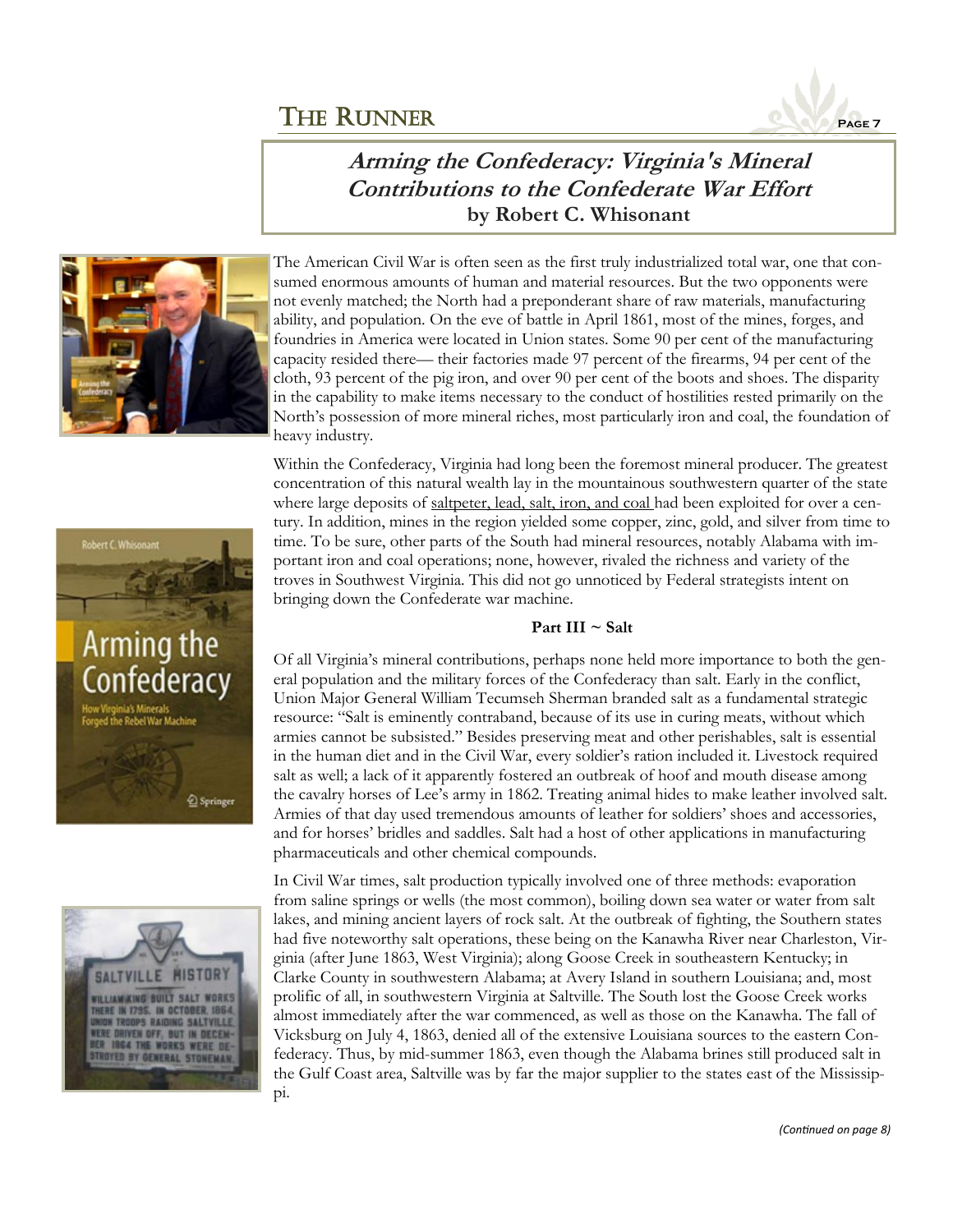## *Arming the Confederacy: Virginia's Mineral Contributions to the Confederate War Effort*

**by Robert C. Whisonant**

The American Civil War is often seen as the first truly industrialized total war, one that consumed enormous amounts of human and material resources. But the two opponents were not evenly matched; the North had a preponderant share of raw materials, manufacturing ability, and population. On the eve of battle in April 1861, most of the mines, forges, and foundries in America were located in Union states. Some 90 per cent of the manufacturing capacity resided there— their factories made 97 percent of the firearms, 94 per cent of the cloth, 93 percent of the pig iron, and over 90 per cent of the boots and shoes. The disparity in the capability to make items necessary to the conduct of hostilities rested primarily on the North's possession of more mineral riches, most particularly iron and coal, the foundation of heavy industry.

Within the Confederacy, Virginia had long been the foremost mineral producer. The greatest concentration of this natural wealth lay in the mountainous southwestern quarter of the state where large deposits of saltpeter, lead, salt, iron, and coal had been exploited for over a century. In addition, mines in the region yielded some copper, zinc, gold, and silver from time to time. To be sure, other parts of the South had mineral resources, notably Alabama with important iron and coal operations; none, however, rivaled the richness and variety of the troves in Southwest Virginia. This did not go unnoticed by Federal strategists intent on bringing down the Confederate war machine.

**Part III ~ Salt**

Of all Virginia's mineral contributions, perhaps none held more importance to both the general population and the military forces of the Confederacy than salt. Early in the conflict, Union Major General William Tecumseh Sherman branded salt as a fundamental strategic resource: "Salt is eminently contraband, because of its use in curing meats, without which armies cannot be subsisted." Besides preserving meat and other perishables, salt is essential in the human diet and in the Civil War, every soldier's ration included it. Livestock required salt as well; a lack of it apparently fostered an outbreak of hoof and mouth disease among the cavalry horses of Lee's army in 1862. Treating animal hides to make leather involved salt. Armies of that day used tremendous amounts of leather for soldiers' shoes and accessories, and for horses' bridles and saddles. Salt had a host of other applications in manufacturing pharmaceuticals and other chemical compounds.

In Civil War times, salt production typically involved one of three methods: evaporation from saline springs or wells (the most common), boiling down sea water or water from salt lakes, and mining ancient layers of rock salt. At the outbreak of fighting, the Southern states had five noteworthy salt operations, these being on the Kanawha River near Charleston, Virginia (after June 1863, West Virginia); along Goose Creek in southeastern Kentucky; in Clarke County in southwestern Alabama; at Avery Island in southern Louisiana; and, most prolific of all, in southwestern Virginia at Saltville. The South lost the Goose Creek works almost immediately after the war commenced, as well as those on the Kanawha. The fall of Vicksburg on July 4, 1863, denied all of the extensive Louisiana sources to the eastern Confederacy. Thus, by mid-summer 1863, even though the Alabama brines still produced salt in the Gulf Coast area, Saltville was by far the major supplier to the states east of the Mississippi.

*(Continued on page 8)*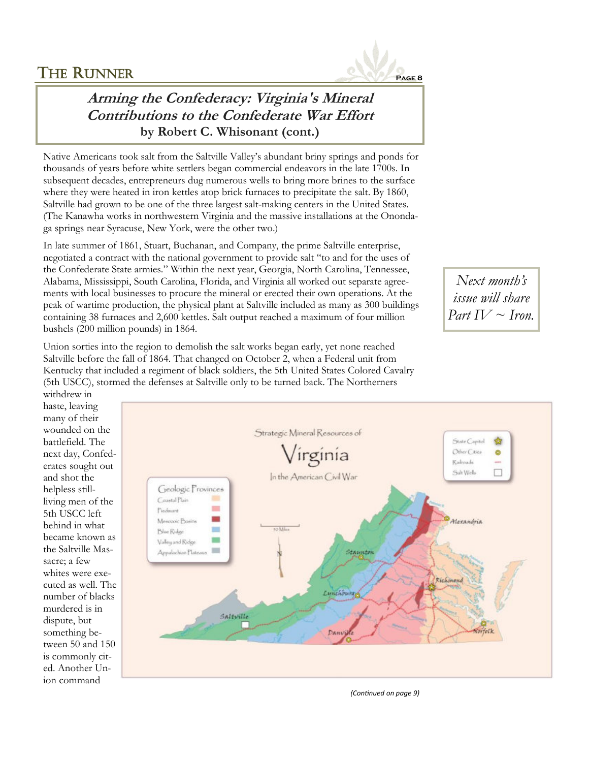## Arming the Confederacy: Virginia's Mineral Contributions to the Confederate War Effort

**by Robert C. Whisonant (cont.)**

Native Americans took salt from the Saltville Valley's abundant briny springs and ponds for thousands of years before white settlers began commercial endeavors in the late 1700s. In subsequent decades, entrepreneurs dug numerous wells to bring more brines to the surface where they were heated in iron kettles atop brick furnaces to precipitate the salt. By 1860, Saltville had grown to be one of the three largest salt-making centers in the United States. (The Kanawha works in northwestern Virginia and the massive installations at the Onondaga springs near Syracuse, New York, were the other two.)

In late summer of 1861, Stuart, Buchanan, and Company, the prime Saltville enterprise, negotiated a contract with the national government to provide salt "to and for the uses of the Confederate State armies." Within the next year, Georgia, North Carolina, Tennessee, Alabama, Mississippi, South Carolina, Florida, and Virginia all worked out separate agreements with local businesses to procure the mineral or erected their own operations. At the peak of wartime production, the physical plant at Saltville included as many as 300 buildings containing 38 furnaces and 2,600 kettles. Salt output reached a maximum of four million bushels (200 million pounds) in 1864.

*Next month's issue will share Part IV ~ Iron.*

Union sorties into the region to demolish the salt works began early, yet none reached Saltville before the fall of 1864. That changed on October 2, when a Federal unit from Kentucky that included a regiment of black soldiers, the 5th United States Colored Cavalry (5th USCC), stormed the defenses at Saltville only to be turned back. The Northerners withdrew in haste, leaving many of their wounded on the battlefield. The next day, Confederates sought out and shot the helpless still-living men of the 5th USCC left behind in what became known as the Saltville Massacre; a few whites were executed as well. The number of blacks murdered is in dispute, but something between 50 and 150 is commonly cited. Another Union command

Strategic Mineral Resources of Virginia In the American Civil War

Geologic Provinces: Coastal Plain, Piedmont, Mesozoic Basins, Blue Ridge, Valley and Ridge, Appalachian Plateaus

State Capitol, Other Cities, Railroads, Salt Wells

50 Miles

Alexandria, Staunton, Richmond, Lynchburg, Saltville, Danville, Norfolk

*(Continued on page 9)*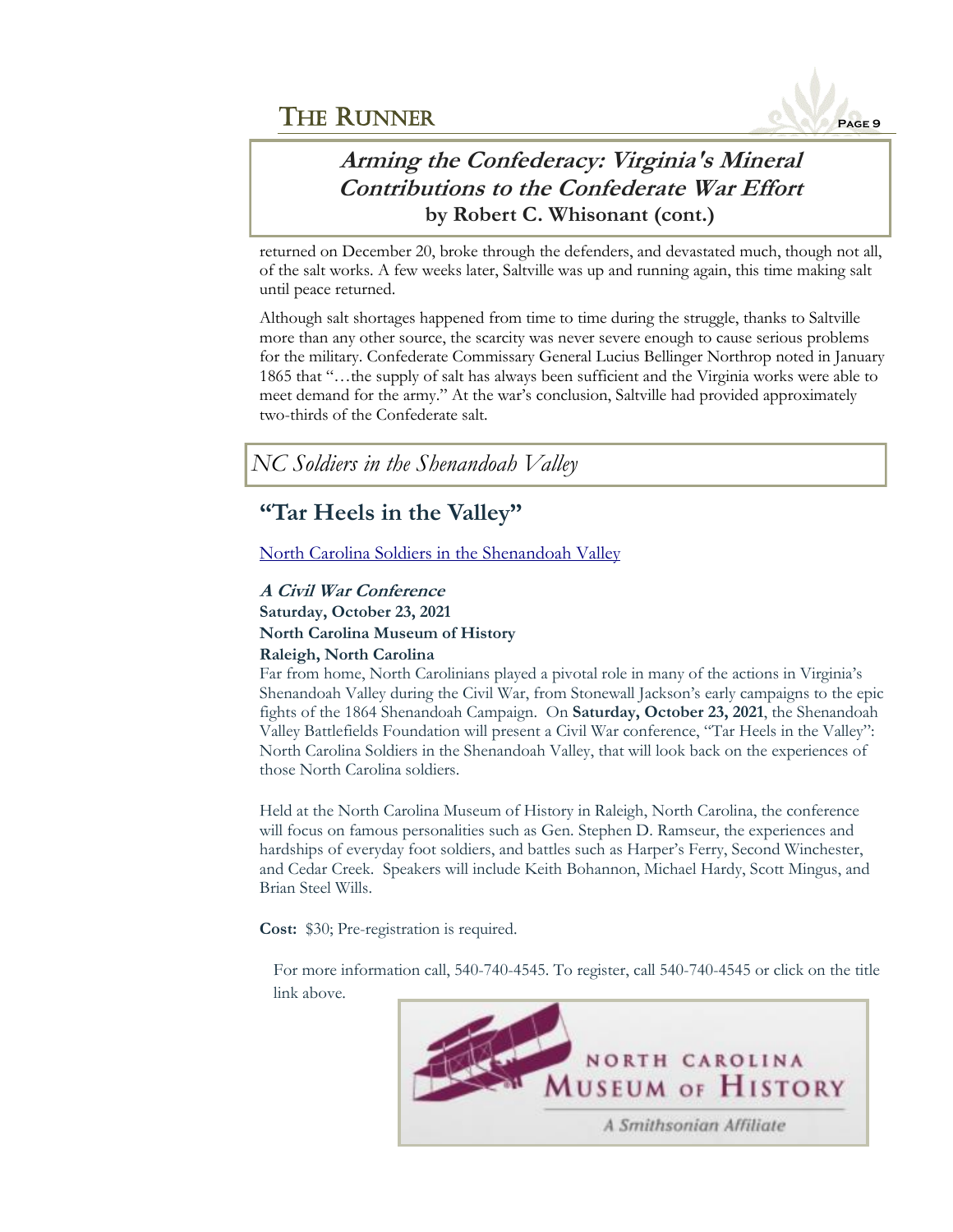## Arming the Confederacy: Virginia's Mineral Contributions to the Confederate War Effort

**by Robert C. Whisonant (cont.)**

returned on December 20, broke through the defenders, and devastated much, though not all, of the salt works. A few weeks later, Saltville was up and running again, this time making salt until peace returned.

Although salt shortages happened from time to time during the struggle, thanks to Saltville more than any other source, the scarcity was never severe enough to cause serious problems for the military. Confederate Commissary General Lucius Bellinger Northrop noted in January 1865 that "…the supply of salt has always been sufficient and the Virginia works were able to meet demand for the army." At the war's conclusion, Saltville had provided approximately two-thirds of the Confederate salt.

## *NC Soldiers in the Shenandoah Valley*

### "Tar Heels in the Valley"

North Carolina Soldiers in the Shenandoah Valley

***A Civil War Conference***
**Saturday, October 23, 2021**
**North Carolina Museum of History**
**Raleigh, North Carolina**

Far from home, North Carolinians played a pivotal role in many of the actions in Virginia's Shenandoah Valley during the Civil War, from Stonewall Jackson's early campaigns to the epic fights of the 1864 Shenandoah Campaign. On **Saturday, October 23, 2021**, the Shenandoah Valley Battlefields Foundation will present a Civil War conference, "Tar Heels in the Valley": North Carolina Soldiers in the Shenandoah Valley, that will look back on the experiences of those North Carolina soldiers.

Held at the North Carolina Museum of History in Raleigh, North Carolina, the conference will focus on famous personalities such as Gen. Stephen D. Ramseur, the experiences and hardships of everyday foot soldiers, and battles such as Harper's Ferry, Second Winchester, and Cedar Creek. Speakers will include Keith Bohannon, Michael Hardy, Scott Mingus, and Brian Steel Wills.

**Cost:** $30; Pre-registration is required.

For more information call, 540-740-4545. To register, call 540-740-4545 or click on the title link above.

NORTH CAROLINA MUSEUM OF HISTORY
A Smithsonian Affiliate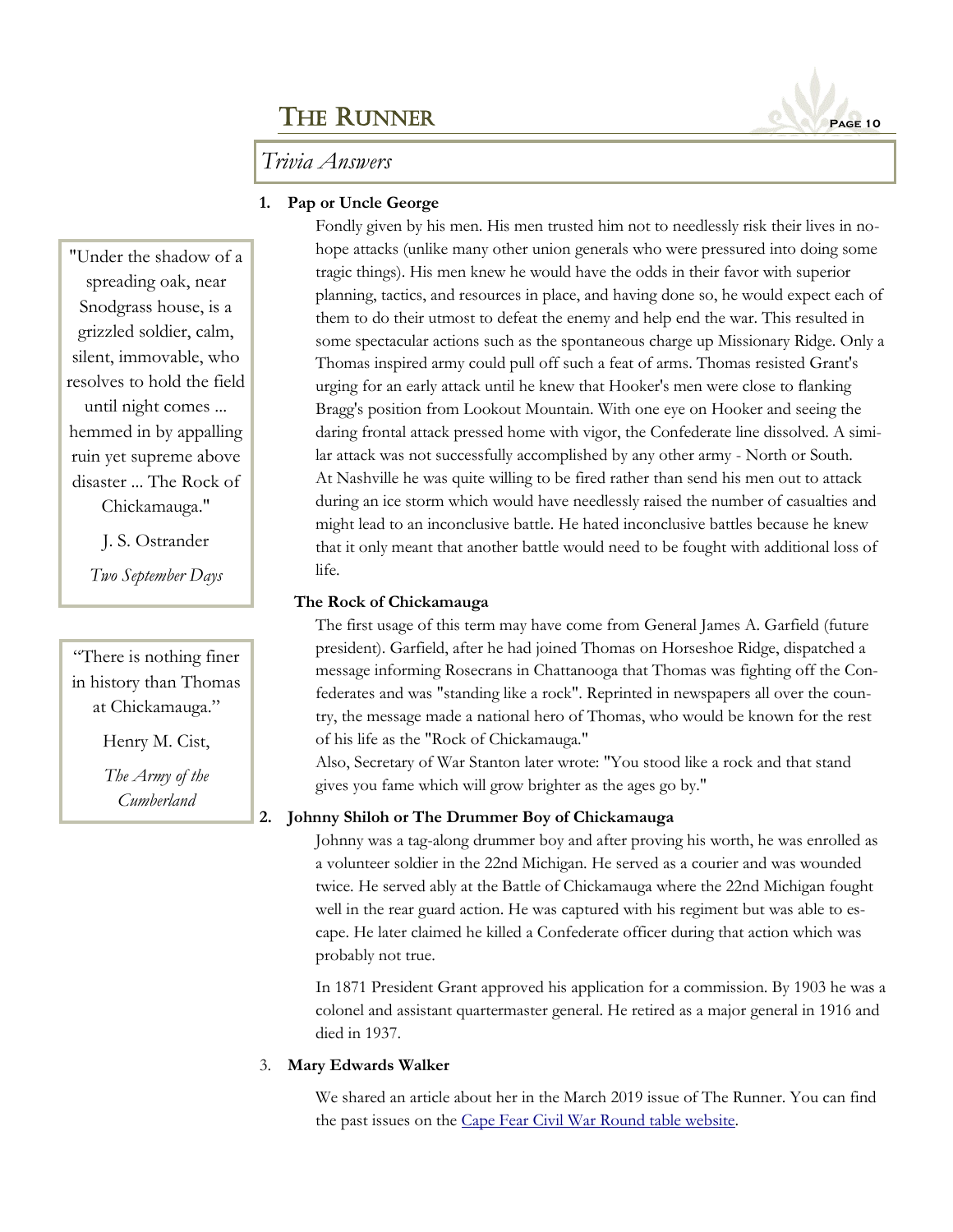## Trivia Answers

"Under the shadow of a spreading oak, near Snodgrass house, is a grizzled soldier, calm, silent, immovable, who resolves to hold the field until night comes ... hemmed in by appalling ruin yet supreme above disaster ... The Rock of Chickamauga."

J. S. Ostrander

*Two September Days*

"There is nothing finer in history than Thomas at Chickamauga."

Henry M. Cist,

*The Army of the Cumberland*

1. **Pap or Uncle George**

   Fondly given by his men. His men trusted him not to needlessly risk their lives in no-hope attacks (unlike many other union generals who were pressured into doing some tragic things). His men knew he would have the odds in their favor with superior planning, tactics, and resources in place, and having done so, he would expect each of them to do their utmost to defeat the enemy and help end the war. This resulted in some spectacular actions such as the spontaneous charge up Missionary Ridge. Only a Thomas inspired army could pull off such a feat of arms. Thomas resisted Grant's urging for an early attack until he knew that Hooker's men were close to flanking Bragg's position from Lookout Mountain. With one eye on Hooker and seeing the daring frontal attack pressed home with vigor, the Confederate line dissolved. A similar attack was not successfully accomplished by any other army - North or South. At Nashville he was quite willing to be fired rather than send his men out to attack during an ice storm which would have needlessly raised the number of casualties and might lead to an inconclusive battle. He hated inconclusive battles because he knew that it only meant that another battle would need to be fought with additional loss of life.

   **The Rock of Chickamauga**

   The first usage of this term may have come from General James A. Garfield (future president). Garfield, after he had joined Thomas on Horseshoe Ridge, dispatched a message informing Rosecrans in Chattanooga that Thomas was fighting off the Confederates and was "standing like a rock". Reprinted in newspapers all over the country, the message made a national hero of Thomas, who would be known for the rest of his life as the "Rock of Chickamauga."
   Also, Secretary of War Stanton later wrote: "You stood like a rock and that stand gives you fame which will grow brighter as the ages go by."

2. **Johnny Shiloh or The Drummer Boy of Chickamauga**

   Johnny was a tag-along drummer boy and after proving his worth, he was enrolled as a volunteer soldier in the 22nd Michigan. He served as a courier and was wounded twice. He served ably at the Battle of Chickamauga where the 22nd Michigan fought well in the rear guard action. He was captured with his regiment but was able to escape. He later claimed he killed a Confederate officer during that action which was probably not true.

   In 1871 President Grant approved his application for a commission. By 1903 he was a colonel and assistant quartermaster general. He retired as a major general in 1916 and died in 1937.

3. **Mary Edwards Walker**

   We shared an article about her in the March 2019 issue of The Runner. You can find the past issues on the Cape Fear Civil War Round table website.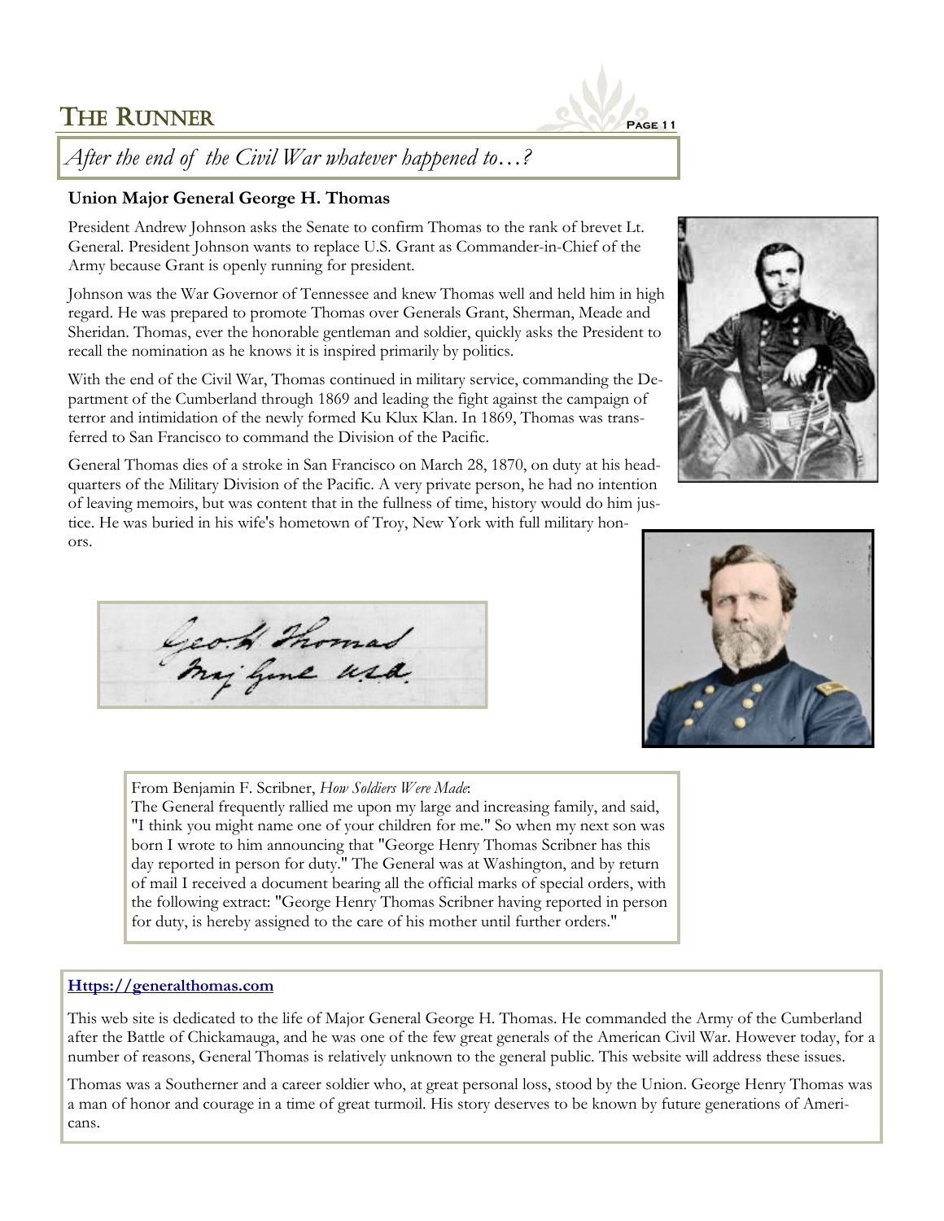## After the end of the Civil War whatever happened to…?

### Union Major General George H. Thomas

President Andrew Johnson asks the Senate to confirm Thomas to the rank of brevet Lt. General. President Johnson wants to replace U.S. Grant as Commander-in-Chief of the Army because Grant is openly running for president.

Johnson was the War Governor of Tennessee and knew Thomas well and held him in high regard. He was prepared to promote Thomas over Generals Grant, Sherman, Meade and Sheridan. Thomas, ever the honorable gentleman and soldier, quickly asks the President to recall the nomination as he knows it is inspired primarily by politics.

With the end of the Civil War, Thomas continued in military service, commanding the Department of the Cumberland through 1869 and leading the fight against the campaign of terror and intimidation of the newly formed Ku Klux Klan. In 1869, Thomas was transferred to San Francisco to command the Division of the Pacific.

General Thomas dies of a stroke in San Francisco on March 28, 1870, on duty at his headquarters of the Military Division of the Pacific. A very private person, he had no intention of leaving memoirs, but was content that in the fullness of time, history would do him justice. He was buried in his wife's hometown of Troy, New York with full military honors.

Geo. H. Thomas
Maj. Genl. U.S.A.

From Benjamin F. Scribner, *How Soldiers Were Made*:
The General frequently rallied me upon my large and increasing family, and said, "I think you might name one of your children for me." So when my next son was born I wrote to him announcing that "George Henry Thomas Scribner has this day reported in person for duty." The General was at Washington, and by return of mail I received a document bearing all the official marks of special orders, with the following extract: "George Henry Thomas Scribner having reported in person for duty, is hereby assigned to the care of his mother until further orders."

**[Https://generalthomas.com](https://generalthomas.com)**

This web site is dedicated to the life of Major General George H. Thomas. He commanded the Army of the Cumberland after the Battle of Chickamauga, and he was one of the few great generals of the American Civil War. However today, for a number of reasons, General Thomas is relatively unknown to the general public. This website will address these issues.

Thomas was a Southerner and a career soldier who, at great personal loss, stood by the Union. George Henry Thomas was a man of honor and courage in a time of great turmoil. His story deserves to be known by future generations of Americans.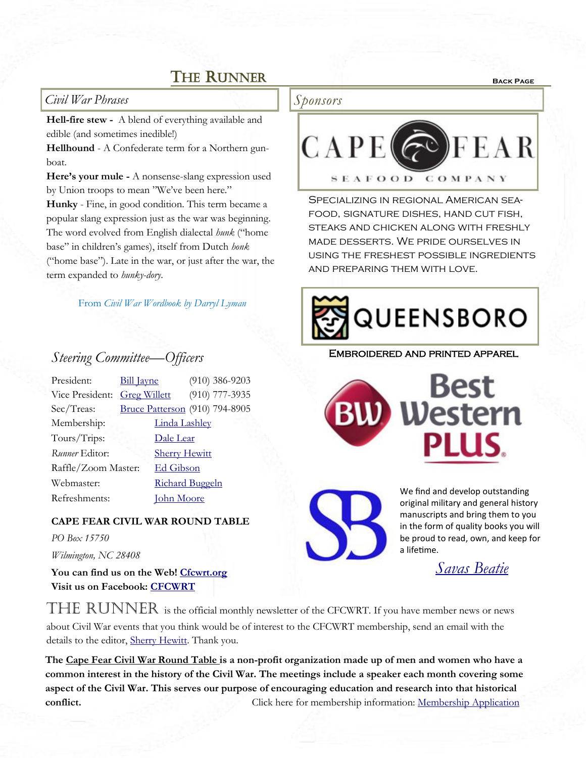## Civil War Phrases

**Hell-fire stew -** A blend of everything available and edible (and sometimes inedible!)

**Hellhound** - A Confederate term for a Northern gunboat.

**Here's your mule -** A nonsense-slang expression used by Union troops to mean "We've been here."

**Hunky** - Fine, in good condition. This term became a popular slang expression just as the war was beginning. The word evolved from English dialectal *hunk* ("home base" in children's games), itself from Dutch *honk* ("home base"). Late in the war, or just after the war, the term expanded to *hunky-dory.*

From *Civil War Wordbook by Darryl Lyman*

## Steering Committee—Officers

| | | |
|---|---|---|
| President: | Bill Jayne | (910) 386-9203 |
| Vice President: | Greg Willett | (910) 777-3935 |
| Sec/Treas: | Bruce Patterson | (910) 794-8905 |
| Membership: | Linda Lashley | |
| Tours/Trips: | Dale Lear | |
| *Runner* Editor: | Sherry Hewitt | |
| Raffle/Zoom Master: | Ed Gibson | |
| Webmaster: | Richard Buggeln | |
| Refreshments: | John Moore | |

**CAPE FEAR CIVIL WAR ROUND TABLE**

*PO Box 15750*

*Wilmington, NC 28408*

**You can find us on the Web! Cfcwrt.org**

**Visit us on Facebook: CFCWRT**

## Sponsors

CAPE FEAR SEAFOOD COMPANY

Specializing in regional American seafood, signature dishes, hand cut fish, steaks and chicken along with freshly made desserts. We pride ourselves in using the freshest possible ingredients and preparing them with love.

QUEENSBORO

Embroidered and printed apparel

Best Western PLUS

We find and develop outstanding original military and general history manuscripts and bring them to you in the form of quality books you will be proud to read, own, and keep for a lifetime.

*Savas Beatie*

THE RUNNER is the official monthly newsletter of the CFCWRT. If you have member news or news about Civil War events that you think would be of interest to the CFCWRT membership, send an email with the details to the editor, Sherry Hewitt. Thank you.

**The Cape Fear Civil War Round Table is a non-profit organization made up of men and women who have a common interest in the history of the Civil War. The meetings include a speaker each month covering some aspect of the Civil War. This serves our purpose of encouraging education and research into that historical conflict.** Click here for membership information: Membership Application